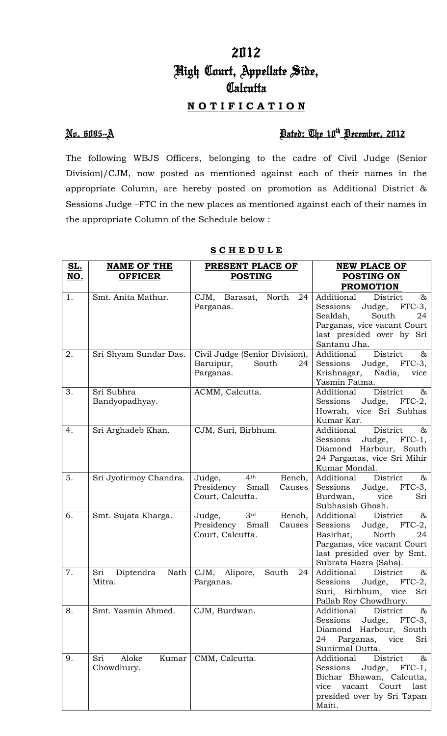# 2012
# High Court, Appellate Side,
# Calcutta

## **NOTIFICATION**

**No. 6095--A** **Dated: The 10th December, 2012**

The following WBJS Officers, belonging to the cadre of Civil Judge (Senior Division)/CJM, now posted as mentioned against each of their names in the appropriate Column, are hereby posted on promotion as Additional District & Sessions Judge –FTC in the new places as mentioned against each of their names in the appropriate Column of the Schedule below :

**SCHEDULE**

| SL. NO. | NAME OF THE OFFICER | PRESENT PLACE OF POSTING | NEW PLACE OF POSTING ON PROMOTION |
|---|---|---|---|
| 1. | Smt. Anita Mathur. | CJM, Barasat, North 24 Parganas. | Additional District & Sessions Judge, FTC-3, Sealdah, South 24 Parganas, vice vacant Court last presided over by Sri Santanu Jha. |
| 2. | Sri Shyam Sundar Das. | Civil Judge (Senior Division), Baruipur, South 24 Parganas. | Additional District & Sessions Judge, FTC-3, Krishnagar, Nadia, vice Yasmin Fatma. |
| 3. | Sri Subhra Bandyopadhyay. | ACMM, Calcutta. | Additional District & Sessions Judge, FTC-2, Howrah, vice Sri Subhas Kumar Kar. |
| 4. | Sri Arghadeb Khan. | CJM, Suri, Birbhum. | Additional District & Sessions Judge, FTC-1, Diamond Harbour, South 24 Parganas, vice Sri Mihir Kumar Mondal. |
| 5. | Sri Jyotirmoy Chandra. | Judge, 4th Bench, Presidency Small Causes Court, Calcutta. | Additional District & Sessions Judge, FTC-3, Burdwan, vice Sri Subhasish Ghosh. |
| 6. | Smt. Sujata Kharga. | Judge, 3rd Bench, Presidency Small Causes Court, Calcutta. | Additional District & Sessions Judge, FTC-2, Basirhat, North 24 Parganas, vice vacant Court last presided over by Smt. Subrata Hazra (Saha). |
| 7. | Sri Diptendra Nath Mitra. | CJM, Alipore, South 24 Parganas. | Additional District & Sessions Judge, FTC-2, Suri, Birbhum, vice Sri Pallab Roy Chowdhury. |
| 8. | Smt. Yasmin Ahmed. | CJM, Burdwan. | Additional District & Sessions Judge, FTC-3, Diamond Harbour, South 24 Parganas, vice Sri Sunirmal Dutta. |
| 9. | Sri Aloke Kumar Chowdhury. | CMM, Calcutta. | Additional District & Sessions Judge, FTC-1, Bichar Bhawan, Calcutta, vice vacant Court last presided over by Sri Tapan Maiti. |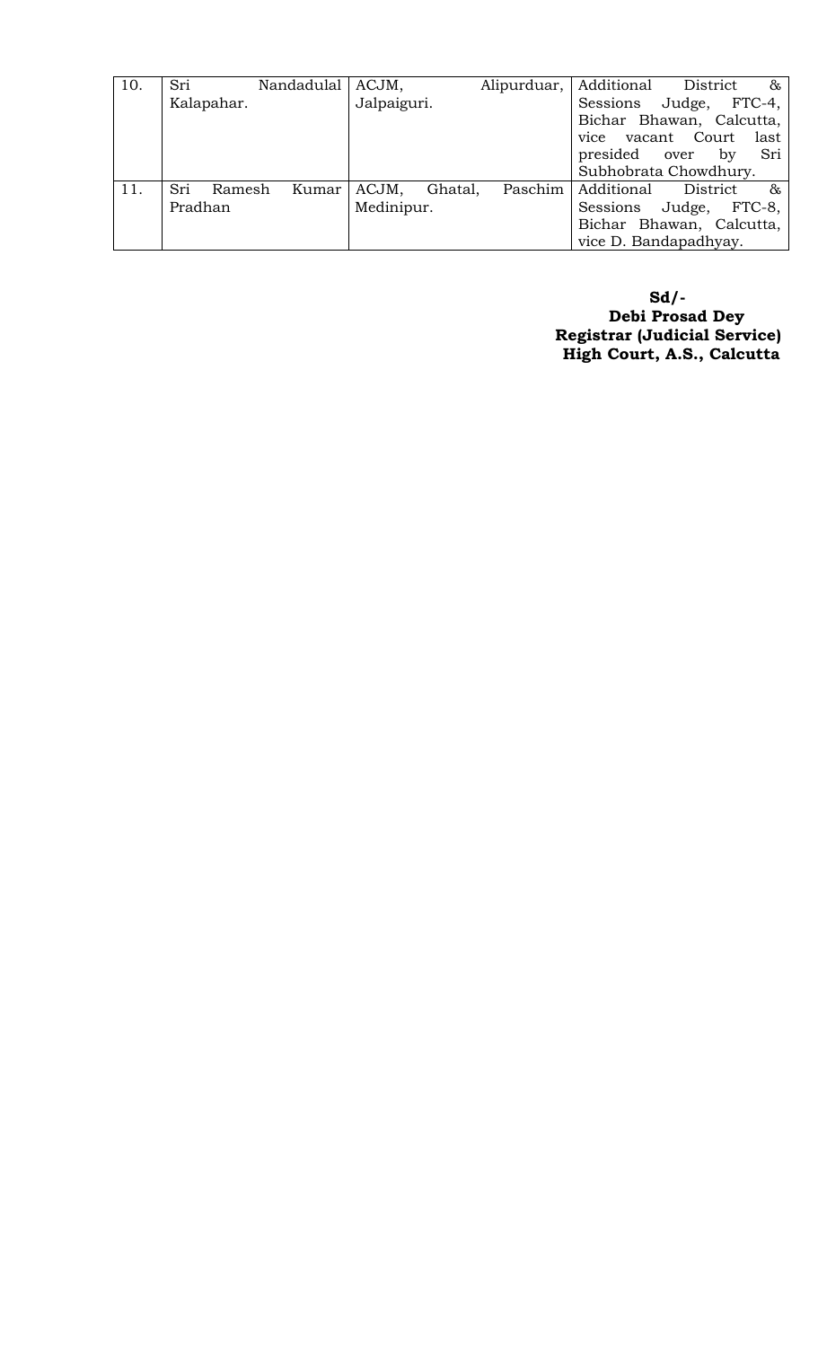| | | | |
|---|---|---|---|
| 10. | Sri Nandadulal Kalapahar. | ACJM, Alipurduar, Jalpaiguri. | Additional District & Sessions Judge, FTC-4, Bichar Bhawan, Calcutta, vice vacant Court last presided over by Sri Subhobrata Chowdhury. |
| 11. | Sri Ramesh Kumar Pradhan | ACJM, Ghatal, Paschim Medinipur. | Additional District & Sessions Judge, FTC-8, Bichar Bhawan, Calcutta, vice D. Bandapadhyay. |

**Sd/-**
**Debi Prosad Dey**
**Registrar (Judicial Service)**
**High Court, A.S., Calcutta**